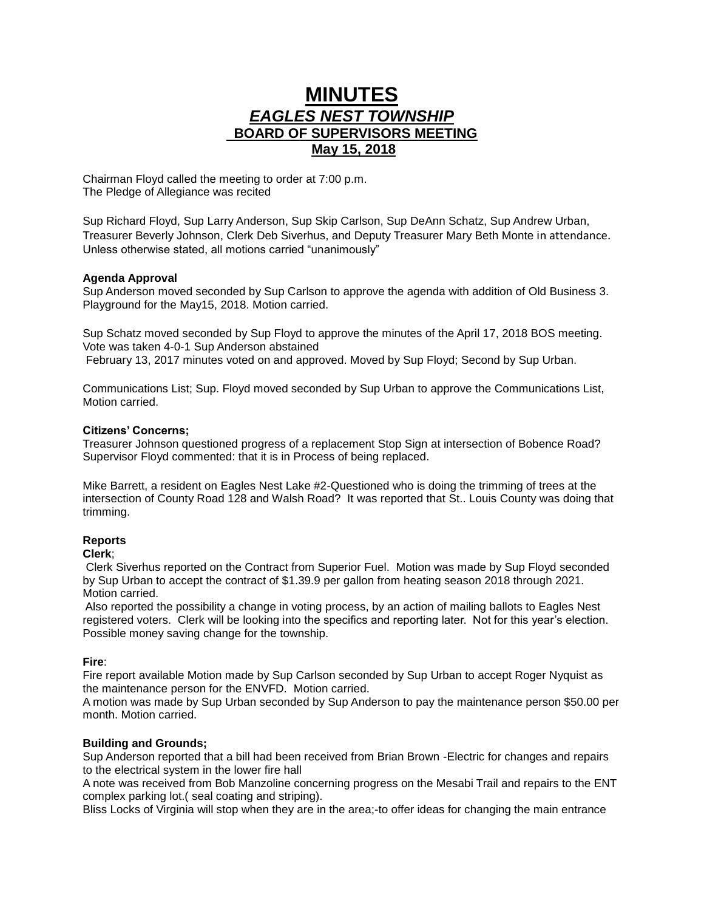# MINUTES

## *EAGLES NEST TOWNSHIP*

## BOARD OF SUPERVISORS MEETING

## May 15, 2018

Chairman Floyd called the meeting to order at 7:00 p.m.
The Pledge of Allegiance was recited

Sup Richard Floyd, Sup Larry Anderson, Sup Skip Carlson, Sup DeAnn Schatz, Sup Andrew Urban, Treasurer Beverly Johnson, Clerk Deb Siverhus, and Deputy Treasurer Mary Beth Monte in attendance. Unless otherwise stated, all motions carried "unanimously"

**Agenda Approval**
Sup Anderson moved seconded by Sup Carlson to approve the agenda with addition of Old Business 3. Playground for the May15, 2018. Motion carried.

Sup Schatz moved seconded by Sup Floyd to approve the minutes of the April 17, 2018 BOS meeting. Vote was taken 4-0-1 Sup Anderson abstained
February 13, 2017 minutes voted on and approved. Moved by Sup Floyd; Second by Sup Urban.

Communications List; Sup. Floyd moved seconded by Sup Urban to approve the Communications List, Motion carried.

**Citizens' Concerns;**
Treasurer Johnson questioned progress of a replacement Stop Sign at intersection of Bobence Road? Supervisor Floyd commented: that it is in Process of being replaced.

Mike Barrett, a resident on Eagles Nest Lake #2-Questioned who is doing the trimming of trees at the intersection of County Road 128 and Walsh Road? It was reported that St.. Louis County was doing that trimming.

**Reports**

**Clerk**;
Clerk Siverhus reported on the Contract from Superior Fuel. Motion was made by Sup Floyd seconded by Sup Urban to accept the contract of $1.39.9 per gallon from heating season 2018 through 2021. Motion carried.
Also reported the possibility a change in voting process, by an action of mailing ballots to Eagles Nest registered voters. Clerk will be looking into the specifics and reporting later. Not for this year's election. Possible money saving change for the township.

**Fire**:
Fire report available Motion made by Sup Carlson seconded by Sup Urban to accept Roger Nyquist as the maintenance person for the ENVFD. Motion carried.
A motion was made by Sup Urban seconded by Sup Anderson to pay the maintenance person $50.00 per month. Motion carried.

**Building and Grounds;**
Sup Anderson reported that a bill had been received from Brian Brown -Electric for changes and repairs to the electrical system in the lower fire hall
A note was received from Bob Manzoline concerning progress on the Mesabi Trail and repairs to the ENT complex parking lot.( seal coating and striping).
Bliss Locks of Virginia will stop when they are in the area;-to offer ideas for changing the main entrance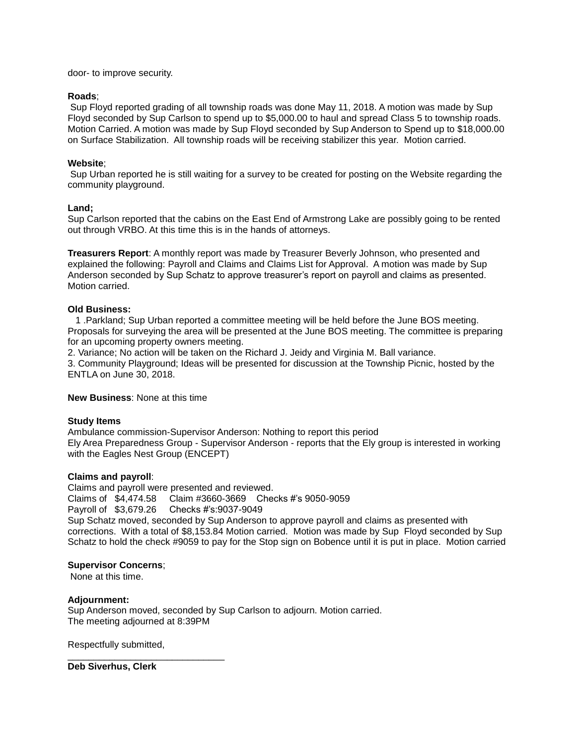door- to improve security.

**Roads**;

Sup Floyd reported grading of all township roads was done May 11, 2018. A motion was made by Sup Floyd seconded by Sup Carlson to spend up to $5,000.00 to haul and spread Class 5 to township roads. Motion Carried. A motion was made by Sup Floyd seconded by Sup Anderson to Spend up to $18,000.00 on Surface Stabilization. All township roads will be receiving stabilizer this year. Motion carried.

**Website**;

Sup Urban reported he is still waiting for a survey to be created for posting on the Website regarding the community playground.

**Land;**

Sup Carlson reported that the cabins on the East End of Armstrong Lake are possibly going to be rented out through VRBO. At this time this is in the hands of attorneys.

**Treasurers Report**: A monthly report was made by Treasurer Beverly Johnson, who presented and explained the following: Payroll and Claims and Claims List for Approval. A motion was made by Sup Anderson seconded by Sup Schatz to approve treasurer's report on payroll and claims as presented. Motion carried.

**Old Business:**

1 .Parkland; Sup Urban reported a committee meeting will be held before the June BOS meeting. Proposals for surveying the area will be presented at the June BOS meeting. The committee is preparing for an upcoming property owners meeting.
2. Variance; No action will be taken on the Richard J. Jeidy and Virginia M. Ball variance.
3. Community Playground; Ideas will be presented for discussion at the Township Picnic, hosted by the ENTLA on June 30, 2018.

**New Business**: None at this time

**Study Items**

Ambulance commission-Supervisor Anderson: Nothing to report this period
Ely Area Preparedness Group - Supervisor Anderson - reports that the Ely group is interested in working with the Eagles Nest Group (ENCEPT)

**Claims and payroll**:

Claims and payroll were presented and reviewed.
Claims of $4,474.58 Claim #3660-3669 Checks #'s 9050-9059
Payroll of $3,679.26 Checks #'s:9037-9049
Sup Schatz moved, seconded by Sup Anderson to approve payroll and claims as presented with corrections. With a total of $8,153.84 Motion carried. Motion was made by Sup Floyd seconded by Sup Schatz to hold the check #9059 to pay for the Stop sign on Bobence until it is put in place. Motion carried

**Supervisor Concerns**;

None at this time.

**Adjournment:**

Sup Anderson moved, seconded by Sup Carlson to adjourn. Motion carried.
The meeting adjourned at 8:39PM

Respectfully submitted,

_______________________________
**Deb Siverhus, Clerk**